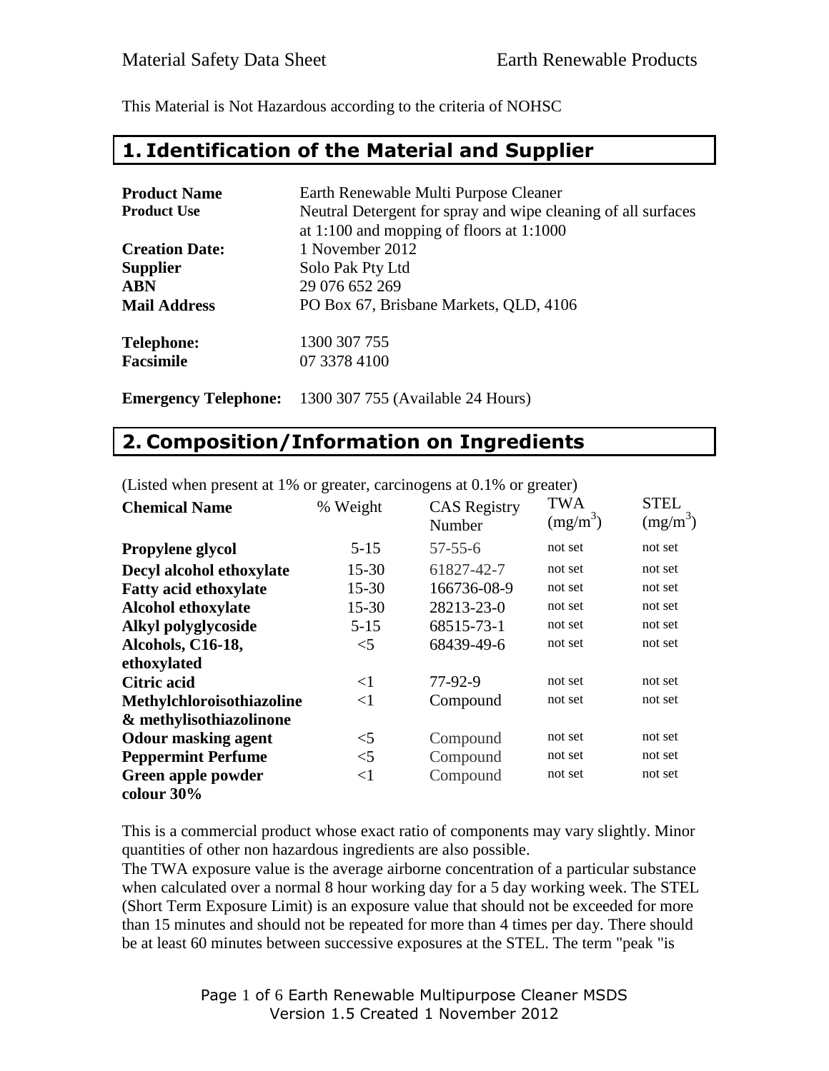This Material is Not Hazardous according to the criteria of NOHSC

## 1. Identification of the Material and Supplier

| | |
|---|---|
| **Product Name** | Earth Renewable Multi Purpose Cleaner |
| **Product Use** | Neutral Detergent for spray and wipe cleaning of all surfaces at 1:100 and mopping of floors at 1:1000 |
| **Creation Date:** | 1 November 2012 |
| **Supplier** | Solo Pak Pty Ltd |
| **ABN** | 29 076 652 269 |
| **Mail Address** | PO Box 67, Brisbane Markets, QLD, 4106 |
| **Telephone:** | 1300 307 755 |
| **Facsimile** | 07 3378 4100 |
| **Emergency Telephone:** | 1300 307 755 (Available 24 Hours) |

## 2. Composition/Information on Ingredients

(Listed when present at 1% or greater, carcinogens at 0.1% or greater)

| Chemical Name | % Weight | CAS Registry Number | TWA ($mg/m^3$) | STEL ($mg/m^3$) |
|---|---|---|---|---|
| **Propylene glycol** | 5-15 | 57-55-6 | not set | not set |
| **Decyl alcohol ethoxylate** | 15-30 | 61827-42-7 | not set | not set |
| **Fatty acid ethoxylate** | 15-30 | 166736-08-9 | not set | not set |
| **Alcohol ethoxylate** | 15-30 | 28213-23-0 | not set | not set |
| **Alkyl polyglycoside** | 5-15 | 68515-73-1 | not set | not set |
| **Alcohols, C16-18, ethoxylated** | <5 | 68439-49-6 | not set | not set |
| **Citric acid** | <1 | 77-92-9 | not set | not set |
| **Methylchloroisothiazoline & methylisothiazolinone** | <1 | Compound | not set | not set |
| **Odour masking agent** | <5 | Compound | not set | not set |
| **Peppermint Perfume** | <5 | Compound | not set | not set |
| **Green apple powder colour 30%** | <1 | Compound | not set | not set |

This is a commercial product whose exact ratio of components may vary slightly. Minor quantities of other non hazardous ingredients are also possible.

The TWA exposure value is the average airborne concentration of a particular substance when calculated over a normal 8 hour working day for a 5 day working week. The STEL (Short Term Exposure Limit) is an exposure value that should not be exceeded for more than 15 minutes and should not be repeated for more than 4 times per day. There should be at least 60 minutes between successive exposures at the STEL. The term "peak "is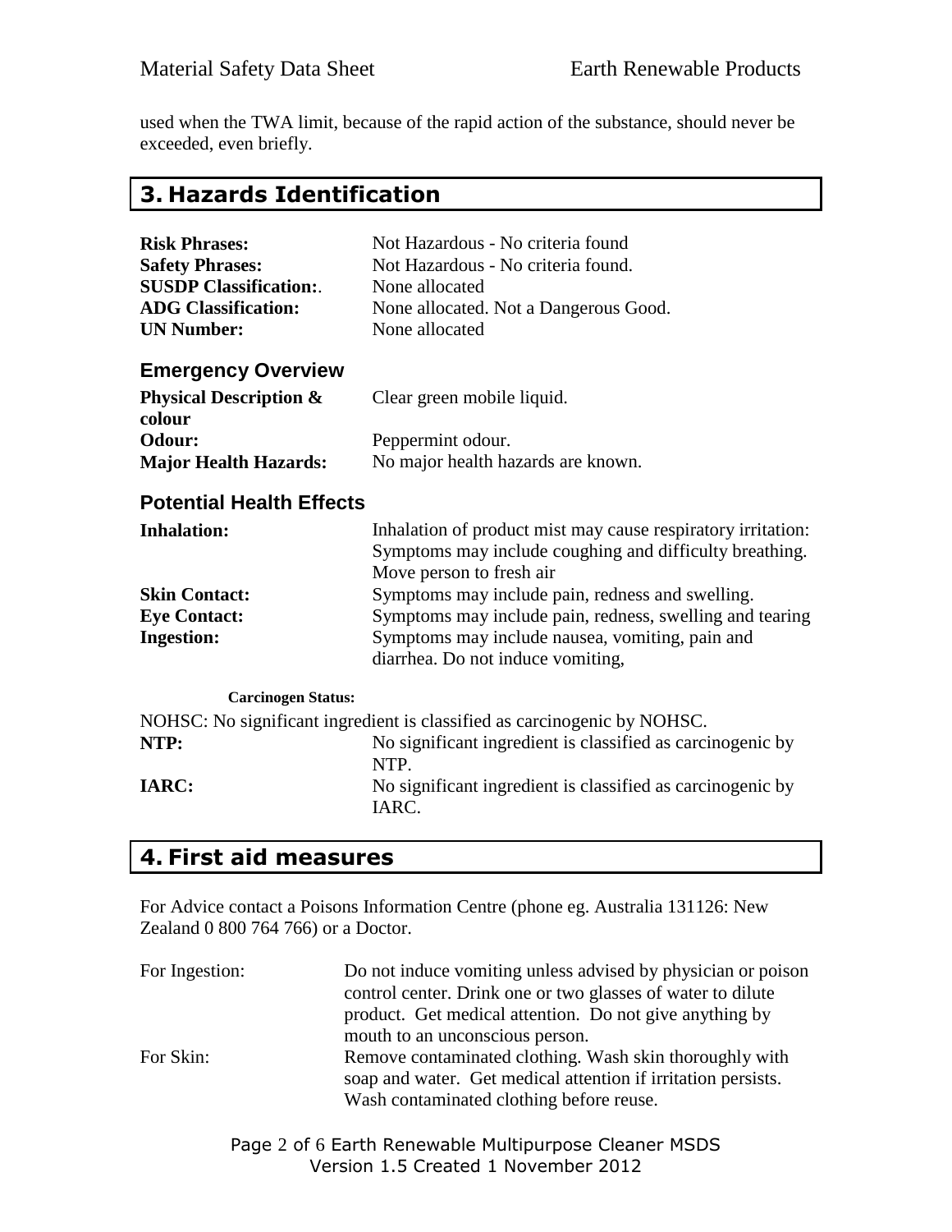used when the TWA limit, because of the rapid action of the substance, should never be exceeded, even briefly.

## 3. Hazards Identification

| | |
|---|---|
| **Risk Phrases:** | Not Hazardous - No criteria found |
| **Safety Phrases:** | Not Hazardous - No criteria found. |
| **SUSDP Classification:**. | None allocated |
| **ADG Classification:** | None allocated. Not a Dangerous Good. |
| **UN Number:** | None allocated |

### Emergency Overview

| | |
|---|---|
| **Physical Description & colour** | Clear green mobile liquid. |
| **Odour:** | Peppermint odour. |
| **Major Health Hazards:** | No major health hazards are known. |

### Potential Health Effects

| | |
|---|---|
| **Inhalation:** | Inhalation of product mist may cause respiratory irritation: Symptoms may include coughing and difficulty breathing. Move person to fresh air |
| **Skin Contact:** | Symptoms may include pain, redness and swelling. |
| **Eye Contact:** | Symptoms may include pain, redness, swelling and tearing |
| **Ingestion:** | Symptoms may include nausea, vomiting, pain and diarrhea. Do not induce vomiting, |

**Carcinogen Status:**

NOHSC: No significant ingredient is classified as carcinogenic by NOHSC.

| | |
|---|---|
| **NTP:** | No significant ingredient is classified as carcinogenic by NTP. |
| **IARC:** | No significant ingredient is classified as carcinogenic by IARC. |

## 4. First aid measures

For Advice contact a Poisons Information Centre (phone eg. Australia 131126: New Zealand 0 800 764 766) or a Doctor.

| | |
|---|---|
| For Ingestion: | Do not induce vomiting unless advised by physician or poison control center. Drink one or two glasses of water to dilute product. Get medical attention. Do not give anything by mouth to an unconscious person. |
| For Skin: | Remove contaminated clothing. Wash skin thoroughly with soap and water. Get medical attention if irritation persists. Wash contaminated clothing before reuse. |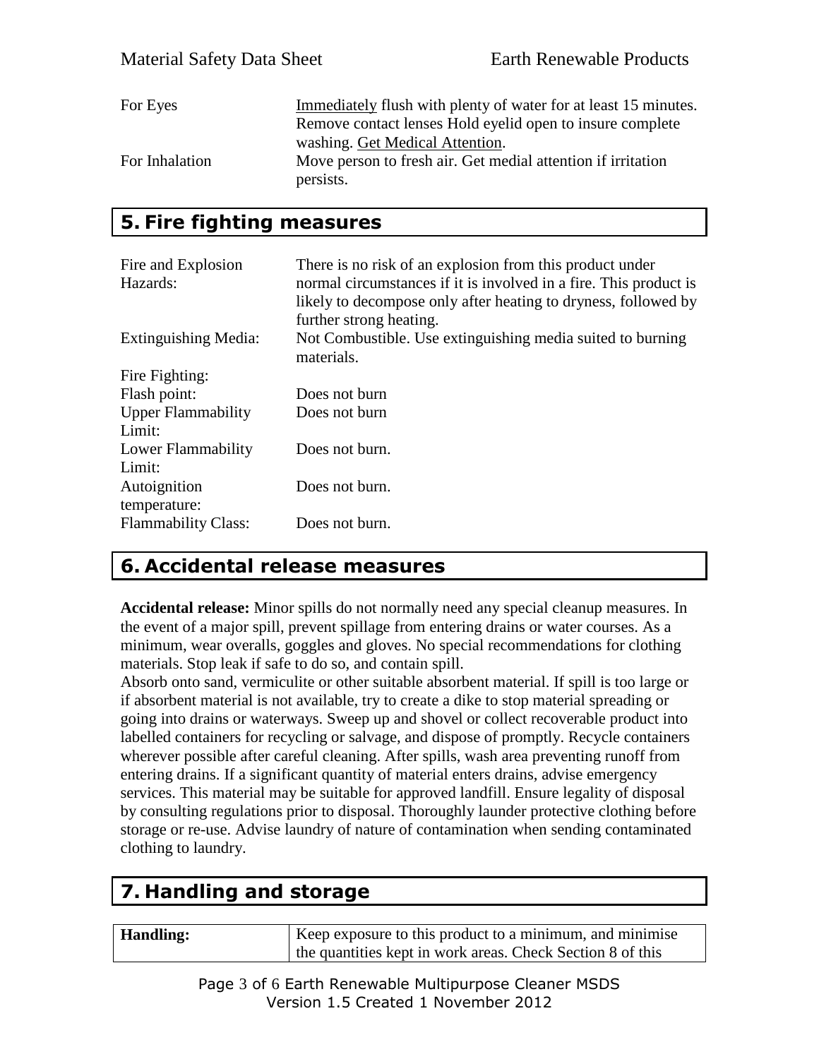| | |
|---|---|
| For Eyes | Immediately flush with plenty of water for at least 15 minutes. Remove contact lenses Hold eyelid open to insure complete washing. Get Medical Attention. |
| For Inhalation | Move person to fresh air. Get medial attention if irritation persists. |

## 5. Fire fighting measures

| | |
|---|---|
| Fire and Explosion Hazards: | There is no risk of an explosion from this product under normal circumstances if it is involved in a fire. This product is likely to decompose only after heating to dryness, followed by further strong heating. |
| Extinguishing Media: | Not Combustible. Use extinguishing media suited to burning materials. |
| Fire Fighting: | |
| Flash point: | Does not burn |
| Upper Flammability Limit: | Does not burn |
| Lower Flammability Limit: | Does not burn. |
| Autoignition temperature: | Does not burn. |
| Flammability Class: | Does not burn. |

## 6. Accidental release measures

**Accidental release:** Minor spills do not normally need any special cleanup measures. In the event of a major spill, prevent spillage from entering drains or water courses. As a minimum, wear overalls, goggles and gloves. No special recommendations for clothing materials. Stop leak if safe to do so, and contain spill.
Absorb onto sand, vermiculite or other suitable absorbent material. If spill is too large or if absorbent material is not available, try to create a dike to stop material spreading or going into drains or waterways. Sweep up and shovel or collect recoverable product into labelled containers for recycling or salvage, and dispose of promptly. Recycle containers wherever possible after careful cleaning. After spills, wash area preventing runoff from entering drains. If a significant quantity of material enters drains, advise emergency services. This material may be suitable for approved landfill. Ensure legality of disposal by consulting regulations prior to disposal. Thoroughly launder protective clothing before storage or re-use. Advise laundry of nature of contamination when sending contaminated clothing to laundry.

## 7. Handling and storage

| | |
|---|---|
| **Handling:** | Keep exposure to this product to a minimum, and minimise the quantities kept in work areas. Check Section 8 of this |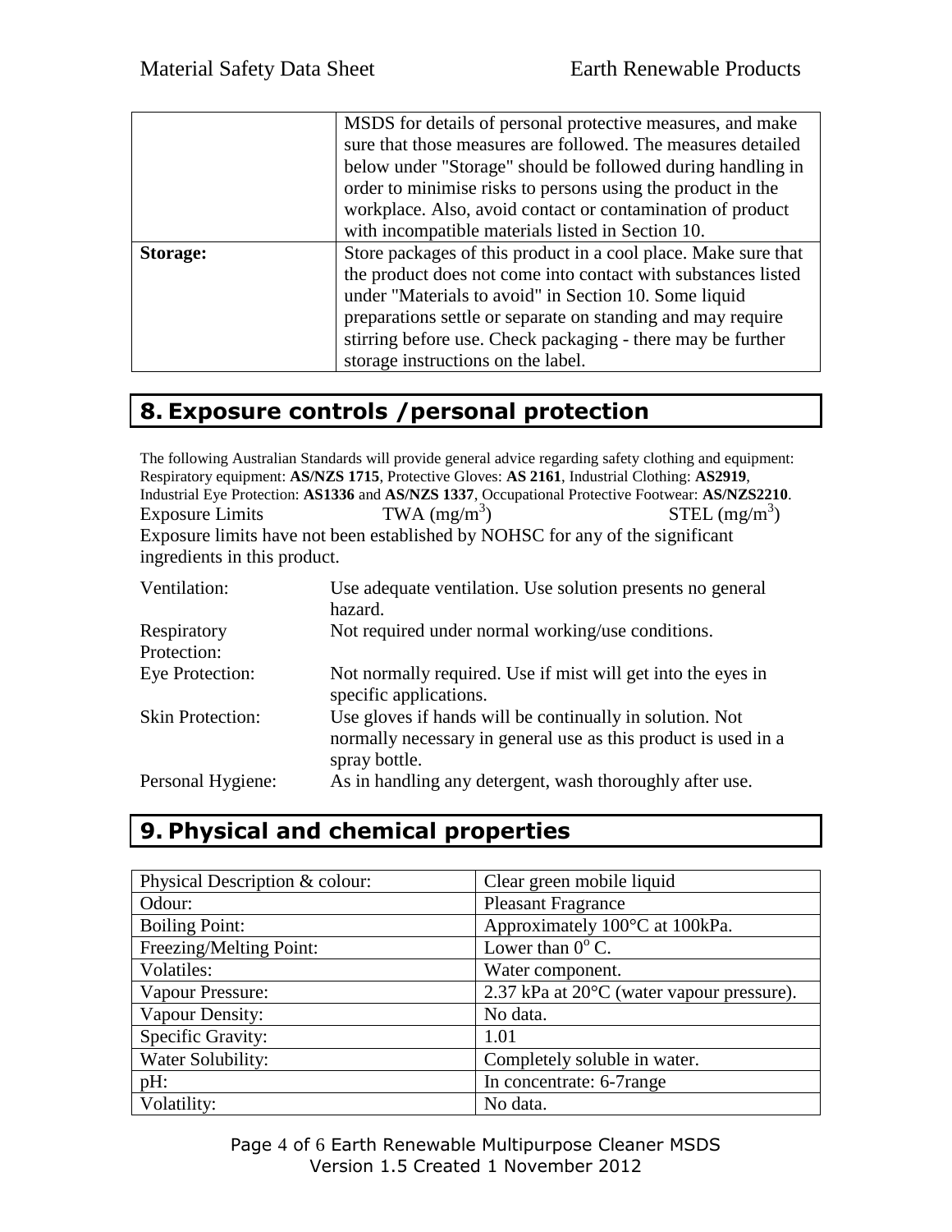|  | MSDS for details of personal protective measures, and make sure that those measures are followed. The measures detailed below under "Storage" should be followed during handling in order to minimise risks to persons using the product in the workplace. Also, avoid contact or contamination of product with incompatible materials listed in Section 10. |
|---|---|
| **Storage:** | Store packages of this product in a cool place. Make sure that the product does not come into contact with substances listed under "Materials to avoid" in Section 10. Some liquid preparations settle or separate on standing and may require stirring before use. Check packaging - there may be further storage instructions on the label. |

## 8. Exposure controls /personal protection

The following Australian Standards will provide general advice regarding safety clothing and equipment: Respiratory equipment: **AS/NZS 1715**, Protective Gloves: **AS 2161**, Industrial Clothing: **AS2919**, Industrial Eye Protection: **AS1336** and **AS/NZS 1337**, Occupational Protective Footwear: **AS/NZS2210**.

Exposure Limits TWA ($mg/m^3$) STEL ($mg/m^3$)

Exposure limits have not been established by NOHSC for any of the significant ingredients in this product.

| | |
|---|---|
| Ventilation: | Use adequate ventilation. Use solution presents no general hazard. |
| Respiratory Protection: | Not required under normal working/use conditions. |
| Eye Protection: | Not normally required. Use if mist will get into the eyes in specific applications. |
| Skin Protection: | Use gloves if hands will be continually in solution. Not normally necessary in general use as this product is used in a spray bottle. |
| Personal Hygiene: | As in handling any detergent, wash thoroughly after use. |

## 9. Physical and chemical properties

| | |
|---|---|
| Physical Description & colour: | Clear green mobile liquid |
| Odour: | Pleasant Fragrance |
| Boiling Point: | Approximately 100°C at 100kPa. |
| Freezing/Melting Point: | Lower than $0^{o}$ C. |
| Volatiles: | Water component. |
| Vapour Pressure: | 2.37 kPa at 20°C (water vapour pressure). |
| Vapour Density: | No data. |
| Specific Gravity: | 1.01 |
| Water Solubility: | Completely soluble in water. |
| pH: | In concentrate: 6-7range |
| Volatility: | No data. |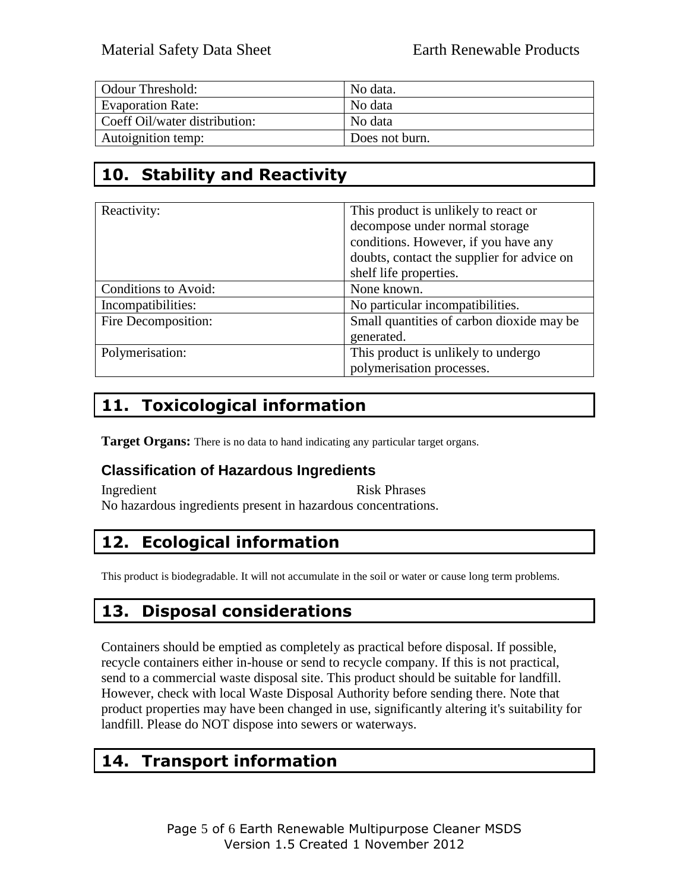| | |
|---|---|
| Odour Threshold: | No data. |
| Evaporation Rate: | No data |
| Coeff Oil/water distribution: | No data |
| Autoignition temp: | Does not burn. |

## 10. Stability and Reactivity

| | |
|---|---|
| Reactivity: | This product is unlikely to react or decompose under normal storage conditions. However, if you have any doubts, contact the supplier for advice on shelf life properties. |
| Conditions to Avoid: | None known. |
| Incompatibilities: | No particular incompatibilities. |
| Fire Decomposition: | Small quantities of carbon dioxide may be generated. |
| Polymerisation: | This product is unlikely to undergo polymerisation processes. |

## 11. Toxicological information

**Target Organs:** There is no data to hand indicating any particular target organs.

### Classification of Hazardous Ingredients

Ingredient Risk Phrases

No hazardous ingredients present in hazardous concentrations.

## 12. Ecological information

This product is biodegradable. It will not accumulate in the soil or water or cause long term problems.

## 13. Disposal considerations

Containers should be emptied as completely as practical before disposal. If possible, recycle containers either in-house or send to recycle company. If this is not practical, send to a commercial waste disposal site. This product should be suitable for landfill. However, check with local Waste Disposal Authority before sending there. Note that product properties may have been changed in use, significantly altering it's suitability for landfill. Please do NOT dispose into sewers or waterways.

## 14. Transport information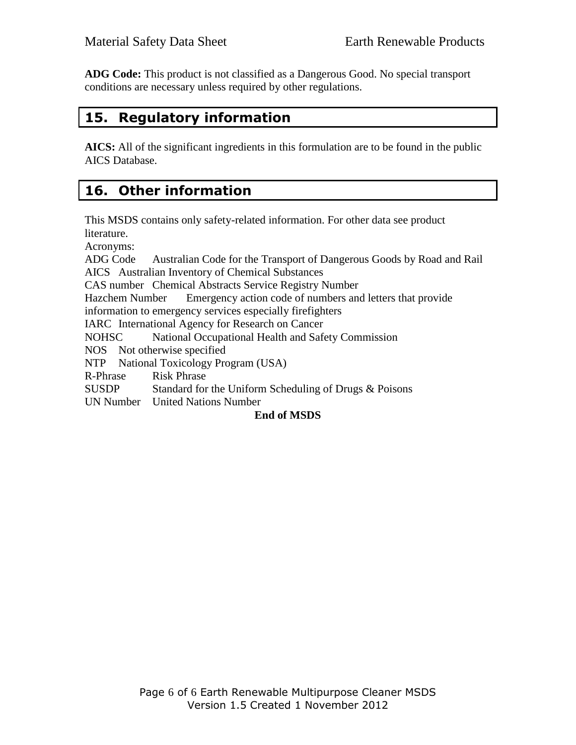**ADG Code:** This product is not classified as a Dangerous Good. No special transport conditions are necessary unless required by other regulations.

## 15. Regulatory information

**AICS:** All of the significant ingredients in this formulation are to be found in the public AICS Database.

## 16. Other information

This MSDS contains only safety-related information. For other data see product literature.

Acronyms:

ADG Code Australian Code for the Transport of Dangerous Goods by Road and Rail
AICS Australian Inventory of Chemical Substances
CAS number Chemical Abstracts Service Registry Number
Hazchem Number Emergency action code of numbers and letters that provide information to emergency services especially firefighters
IARC International Agency for Research on Cancer
NOHSC National Occupational Health and Safety Commission
NOS Not otherwise specified
NTP National Toxicology Program (USA)
R-Phrase Risk Phrase
SUSDP Standard for the Uniform Scheduling of Drugs & Poisons
UN Number United Nations Number

**End of MSDS**